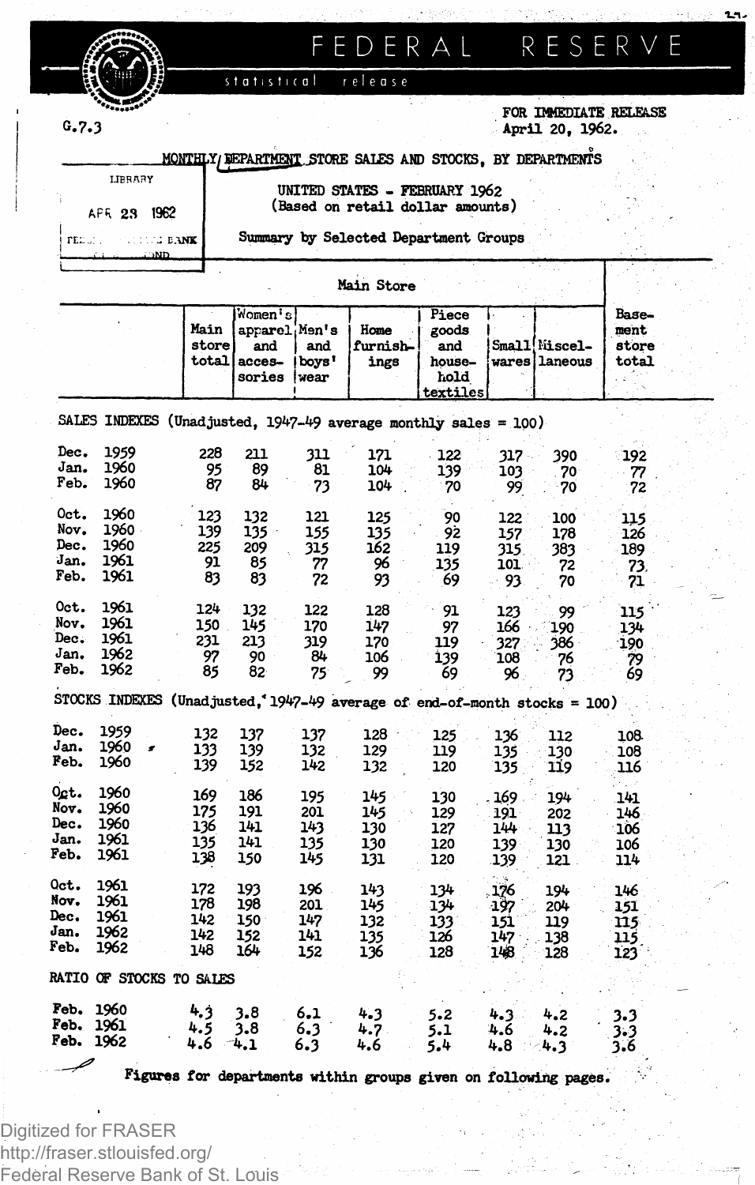# FEDERAL RESERVE

statistical release

G.7.3

FOR IMMEDIATE RELEASE
April 20, 1962.

## MONTHLY DEPARTMENT STORE SALES AND STOCKS, BY DEPARTMENTS

LIBRARY
APR 23 1962

UNITED STATES - FEBRUARY 1962
(Based on retail dollar amounts)

Summary by Selected Department Groups

| | Main Store | | | | | | | Basement store total |
|---|---|---|---|---|---|---|---|---|
| | Main store total | Women's apparel and accessories | Men's and boys' wear | Home furnishings | Piece goods and household textiles | Small wares | Miscellaneous | |
| **SALES INDEXES (Unadjusted, 1947-49 average monthly sales = 100)** | | | | | | | | |
| Dec. 1959 | 228 | 211 | 311 | 171 | 122 | 317 | 390 | 192 |
| Jan. 1960 | 95 | 89 | 81 | 104 | 139 | 103 | 70 | 77 |
| Feb. 1960 | 87 | 84 | 73 | 104 | 70 | 99 | 70 | 72 |
| Oct. 1960 | 123 | 132 | 121 | 125 | 90 | 122 | 100 | 115 |
| Nov. 1960 | 139 | 135 | 155 | 135 | 92 | 157 | 178 | 126 |
| Dec. 1960 | 225 | 209 | 315 | 162 | 119 | 315 | 383 | 189 |
| Jan. 1961 | 91 | 85 | 77 | 96 | 135 | 101 | 72 | 73 |
| Feb. 1961 | 83 | 83 | 72 | 93 | 69 | 93 | 70 | 71 |
| Oct. 1961 | 124 | 132 | 122 | 128 | 91 | 123 | 99 | 115 |
| Nov. 1961 | 150 | 145 | 170 | 147 | 97 | 166 | 190 | 134 |
| Dec. 1961 | 231 | 213 | 319 | 170 | 119 | 327 | 386 | 190 |
| Jan. 1962 | 97 | 90 | 84 | 106 | 139 | 108 | 76 | 79 |
| Feb. 1962 | 85 | 82 | 75 | 99 | 69 | 96 | 73 | 69 |
| **STOCKS INDEXES (Unadjusted, 1947-49 average of end-of-month stocks = 100)** | | | | | | | | |
| Dec. 1959 | 132 | 137 | 137 | 128 | 125 | 136 | 112 | 108 |
| Jan. 1960 | 133 | 139 | 132 | 129 | 119 | 135 | 130 | 108 |
| Feb. 1960 | 139 | 152 | 142 | 132 | 120 | 135 | 119 | 116 |
| Oct. 1960 | 169 | 186 | 195 | 145 | 130 | 169 | 194 | 141 |
| Nov. 1960 | 175 | 191 | 201 | 145 | 129 | 191 | 202 | 146 |
| Dec. 1960 | 136 | 141 | 143 | 130 | 127 | 144 | 113 | 106 |
| Jan. 1961 | 135 | 141 | 135 | 130 | 120 | 139 | 130 | 106 |
| Feb. 1961 | 138 | 150 | 145 | 131 | 120 | 139 | 121 | 114 |
| Oct. 1961 | 172 | 193 | 196 | 143 | 134 | 176 | 194 | 146 |
| Nov. 1961 | 178 | 198 | 201 | 145 | 134 | 197 | 204 | 151 |
| Dec. 1961 | 142 | 150 | 147 | 132 | 133 | 151 | 119 | 115 |
| Jan. 1962 | 142 | 152 | 141 | 135 | 126 | 147 | 138 | 115 |
| Feb. 1962 | 148 | 164 | 152 | 136 | 128 | 148 | 128 | 123 |
| **RATIO OF STOCKS TO SALES** | | | | | | | | |
| Feb. 1960 | 4.3 | 3.8 | 6.1 | 4.3 | 5.2 | 4.3 | 4.2 | 3.3 |
| Feb. 1961 | 4.5 | 3.8 | 6.3 | 4.7 | 5.1 | 4.6 | 4.2 | 3.3 |
| Feb. 1962 | 4.6 | 4.1 | 6.3 | 4.6 | 5.4 | 4.8 | 4.3 | 3.6 |

Figures for departments within groups given on following pages.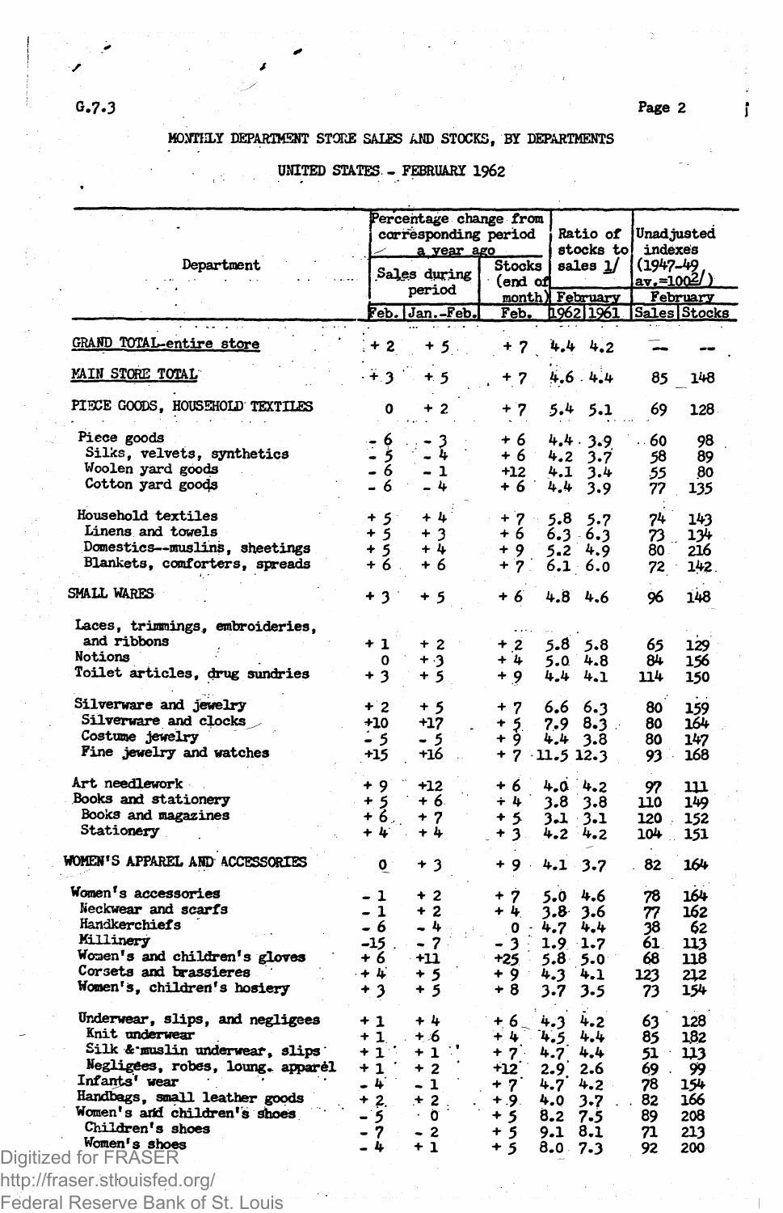G.7.3

MONTHLY DEPARTMENT STORE SALES AND STOCKS, BY DEPARTMENTS

UNITED STATES - FEBRUARY 1962

| Department | Percentage change from corresponding period a year ago | | | Ratio of stocks to sales 1/ | | Unadjusted indexes (1947-49 av.=100 2/) | |
|---|---|---|---|---|---|---|---|
| | Sales during period | | Stocks (end of month) | February | | February | |
| | Feb. | Jan.-Feb. | Feb. | 1962 | 1961 | Sales | Stocks |
| GRAND TOTAL-entire store | + 2 | + 5 | + 7 | 4.4 | 4.2 | -- | -- |
| MAIN STORE TOTAL | + 3 | + 5 | + 7 | 4.6 | 4.4 | 85 | 148 |
| PIECE GOODS, HOUSEHOLD TEXTILES | 0 | + 2 | + 7 | 5.4 | 5.1 | 69 | 128 |
| Piece goods | - 6 | - 3 | + 6 | 4.4 | 3.9 | 60 | 98 |
| Silks, velvets, synthetics | - 5 | - 4 | + 6 | 4.2 | 3.7 | 58 | 89 |
| Woolen yard goods | - 6 | - 1 | +12 | 4.1 | 3.4 | 55 | 80 |
| Cotton yard goods | - 6 | - 4 | + 6 | 4.4 | 3.9 | 77 | 135 |
| Household textiles | + 5 | + 4 | + 7 | 5.8 | 5.7 | 74 | 143 |
| Linens and towels | + 5 | + 3 | + 6 | 6.3 | 6.3 | 73 | 134 |
| Domestics--muslins, sheetings | + 5 | + 4 | + 9 | 5.2 | 4.9 | 80 | 216 |
| Blankets, comforters, spreads | + 6 | + 6 | + 7 | 6.1 | 6.0 | 72 | 142 |
| SMALL WARES | + 3 | + 5 | + 6 | 4.8 | 4.6 | 96 | 148 |
| Laces, trimmings, embroideries, and ribbons | + 1 | + 2 | + 2 | 5.8 | 5.8 | 65 | 129 |
| Notions | 0 | + 3 | + 4 | 5.0 | 4.8 | 84 | 156 |
| Toilet articles, drug sundries | + 3 | + 5 | + 9 | 4.4 | 4.1 | 114 | 150 |
| Silverware and jewelry | + 2 | + 5 | + 7 | 6.6 | 6.3 | 80 | 159 |
| Silverware and clocks | +10 | +17 | + 5 | 7.9 | 8.3 | 80 | 164 |
| Costume jewelry | - 5 | - 5 | + 9 | 4.4 | 3.8 | 80 | 147 |
| Fine jewelry and watches | +15 | +16 | + 7 | 11.5 | 12.3 | 93 | 168 |
| Art needlework | + 9 | +12 | + 6 | 4.0 | 4.2 | 97 | 111 |
| Books and stationery | + 5 | + 6 | + 4 | 3.8 | 3.8 | 110 | 149 |
| Books and magazines | + 6 | + 7 | + 5 | 3.1 | 3.1 | 120 | 152 |
| Stationery | + 4 | + 4 | + 3 | 4.2 | 4.2 | 104 | 151 |
| WOMEN'S APPAREL AND ACCESSORIES | 0 | + 3 | + 9 | 4.1 | 3.7 | 82 | 164 |
| Women's accessories | - 1 | + 2 | + 7 | 5.0 | 4.6 | 78 | 164 |
| Neckwear and scarfs | - 1 | + 2 | + 4 | 3.8 | 3.6 | 77 | 162 |
| Handkerchiefs | - 6 | - 4 | 0 | 4.7 | 4.4 | 38 | 62 |
| Millinery | -15 | - 7 | - 3 | 1.9 | 1.7 | 61 | 113 |
| Women's and children's gloves | + 6 | +11 | +25 | 5.8 | 5.0 | 68 | 118 |
| Corsets and brassieres | + 4 | + 5 | + 9 | 4.3 | 4.1 | 123 | 212 |
| Women's, children's hosiery | + 3 | + 5 | + 8 | 3.7 | 3.5 | 73 | 154 |
| Underwear, slips, and negligees | + 1 | + 4 | + 6 | 4.3 | 4.2 | 63 | 128 |
| Knit underwear | + 1 | + 6 | + 4 | 4.5 | 4.4 | 85 | 182 |
| Silk & muslin underwear, slips | + 1 | + 1 | + 7 | 4.7 | 4.4 | 51 | 113 |
| Negligees, robes, loung. apparel | + 1 | + 2 | +12 | 2.9 | 2.6 | 69 | 99 |
| Infants' wear | - 4 | - 1 | + 7 | 4.7 | 4.2 | 78 | 154 |
| Handbags, small leather goods | + 2 | + 2 | + 9 | 4.0 | 3.7 | 82 | 166 |
| Women's and children's shoes | - 5 | 0 | + 5 | 8.2 | 7.5 | 89 | 208 |
| Children's shoes | - 7 | - 2 | + 5 | 9.1 | 8.1 | 71 | 213 |
| Women's shoes | - 4 | + 1 | + 5 | 8.0 | 7.3 | 92 | 200 |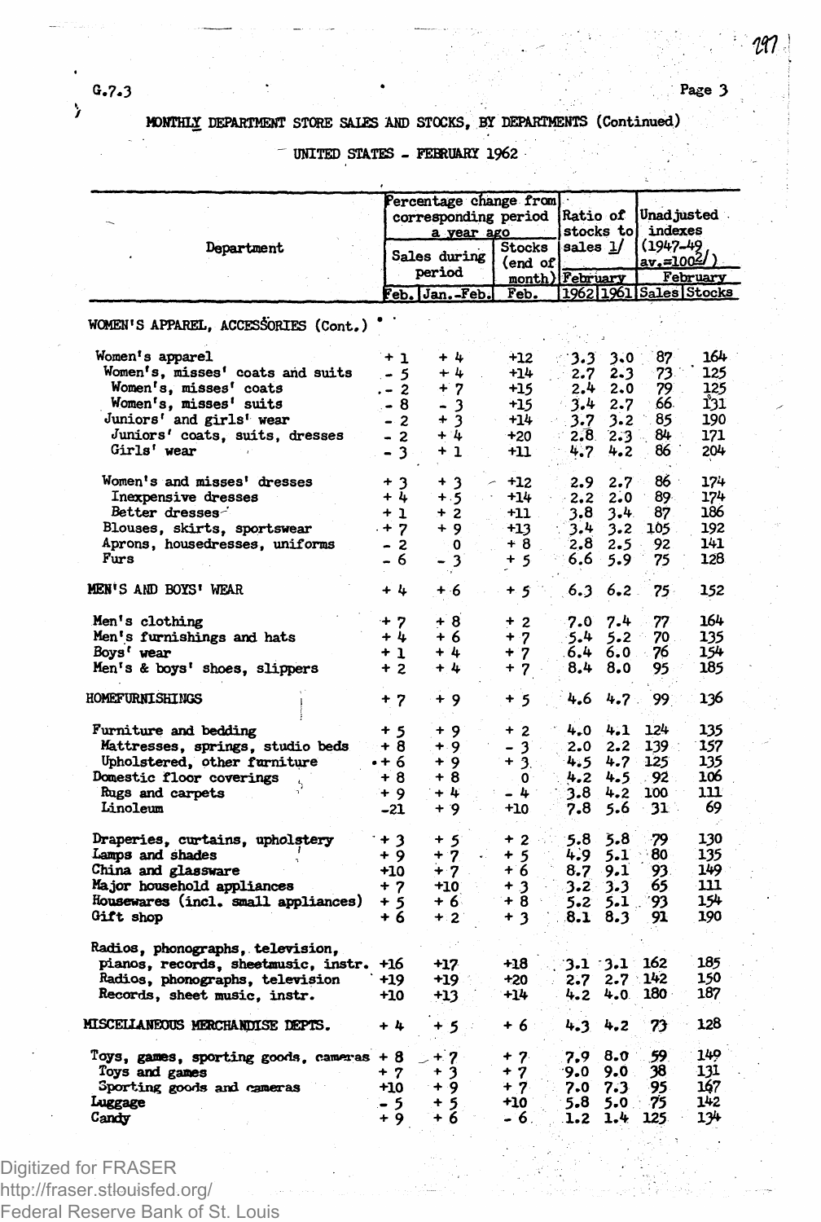G.7.3

## MONTHLY DEPARTMENT STORE SALES AND STOCKS, BY DEPARTMENTS (Continued)

### UNITED STATES - FEBRUARY 1962

| Department | Percentage change from corresponding period a year ago | | | Ratio of stocks to sales 1/ | | Unadjusted indexes (1947-49 av.=100 2/) | |
|---|---|---|---|---|---|---|---|
| | Sales during period | | Stocks (end of month) | February | | February | |
| | Feb. | Jan.-Feb. | Feb. | 1962 | 1961 | Sales | Stocks |
| **WOMEN'S APPAREL, ACCESSORIES (Cont.)** | | | | | | | |
| Women's apparel | + 1 | + 4 | +12 | 3.3 | 3.0 | 87 | 164 |
| Women's, misses' coats and suits | - 5 | + 4 | +14 | 2.7 | 2.3 | 73 | 125 |
| Women's, misses' coats | - 2 | + 7 | +15 | 2.4 | 2.0 | 79 | 125 |
| Women's, misses' suits | - 8 | - 3 | +15 | 3.4 | 2.7 | 66 | 131 |
| Juniors' and girls' wear | - 2 | + 3 | +14 | 3.7 | 3.2 | 85 | 190 |
| Juniors' coats, suits, dresses | - 2 | + 4 | +20 | 2.8 | 2.3 | 84 | 171 |
| Girls' wear | - 3 | + 1 | +11 | 4.7 | 4.2 | 86 | 204 |
| Women's and misses' dresses | + 3 | + 3 | +12 | 2.9 | 2.7 | 86 | 174 |
| Inexpensive dresses | + 4 | + 5 | +14 | 2.2 | 2.0 | 89 | 174 |
| Better dresses | + 1 | + 2 | +11 | 3.8 | 3.4 | 87 | 186 |
| Blouses, skirts, sportswear | + 7 | + 9 | +13 | 3.4 | 3.2 | 105 | 192 |
| Aprons, housedresses, uniforms | - 2 | 0 | + 8 | 2.8 | 2.5 | 92 | 141 |
| Furs | - 6 | - 3 | + 5 | 6.6 | 5.9 | 75 | 128 |
| **MEN'S AND BOYS' WEAR** | + 4 | + 6 | + 5 | 6.3 | 6.2 | 75 | 152 |
| Men's clothing | + 7 | + 8 | + 2 | 7.0 | 7.4 | 77 | 164 |
| Men's furnishings and hats | + 4 | + 6 | + 7 | 5.4 | 5.2 | 70 | 135 |
| Boys' wear | + 1 | + 4 | + 7 | 6.4 | 6.0 | 76 | 154 |
| Men's & boys' shoes, slippers | + 2 | + 4 | + 7 | 8.4 | 8.0 | 95 | 185 |
| **HOMEFURNISHINGS** | + 7 | + 9 | + 5 | 4.6 | 4.7 | 99 | 136 |
| Furniture and bedding | + 5 | + 9 | + 2 | 4.0 | 4.1 | 124 | 135 |
| Mattresses, springs, studio beds | + 8 | + 9 | - 3 | 2.0 | 2.2 | 139 | 157 |
| Upholstered, other furniture | + 6 | + 9 | + 3 | 4.5 | 4.7 | 125 | 135 |
| Domestic floor coverings | + 8 | + 8 | 0 | 4.2 | 4.5 | 92 | 106 |
| Rugs and carpets | + 9 | + 4 | - 4 | 3.8 | 4.2 | 100 | 111 |
| Linoleum | -21 | + 9 | +10 | 7.8 | 5.6 | 31 | 69 |
| Draperies, curtains, upholstery | + 3 | + 5 | + 2 | 5.8 | 5.8 | 79 | 130 |
| Lamps and shades | + 9 | + 7 | + 5 | 4.9 | 5.1 | 80 | 135 |
| China and glassware | +10 | + 7 | + 6 | 8.7 | 9.1 | 93 | 149 |
| Major household appliances | + 7 | +10 | + 3 | 3.2 | 3.3 | 65 | 111 |
| Housewares (incl. small appliances) | + 5 | + 6 | + 8 | 5.2 | 5.1 | 93 | 154 |
| Gift shop | + 6 | + 2 | + 3 | 8.1 | 8.3 | 91 | 190 |
| Radios, phonographs, television, pianos, records, sheetmusic, instr. | +16 | +17 | +18 | 3.1 | 3.1 | 162 | 185 |
| Radios, phonographs, television | +19 | +19 | +20 | 2.7 | 2.7 | 142 | 150 |
| Records, sheet music, instr. | +10 | +13 | +14 | 4.2 | 4.0 | 180 | 187 |
| **MISCELLANEOUS MERCHANDISE DEPTS.** | + 4 | + 5 | + 6 | 4.3 | 4.2 | 73 | 128 |
| Toys, games, sporting goods, cameras | + 8 | + 7 | + 7 | 7.9 | 8.0 | 59 | 149 |
| Toys and games | + 7 | + 3 | + 7 | 9.0 | 9.0 | 38 | 131 |
| Sporting goods and cameras | +10 | + 9 | + 7 | 7.0 | 7.3 | 95 | 167 |
| Luggage | - 5 | + 5 | +10 | 5.8 | 5.0 | 75 | 142 |
| Candy | + 9 | + 6 | - 6 | 1.2 | 1.4 | 125 | 134 |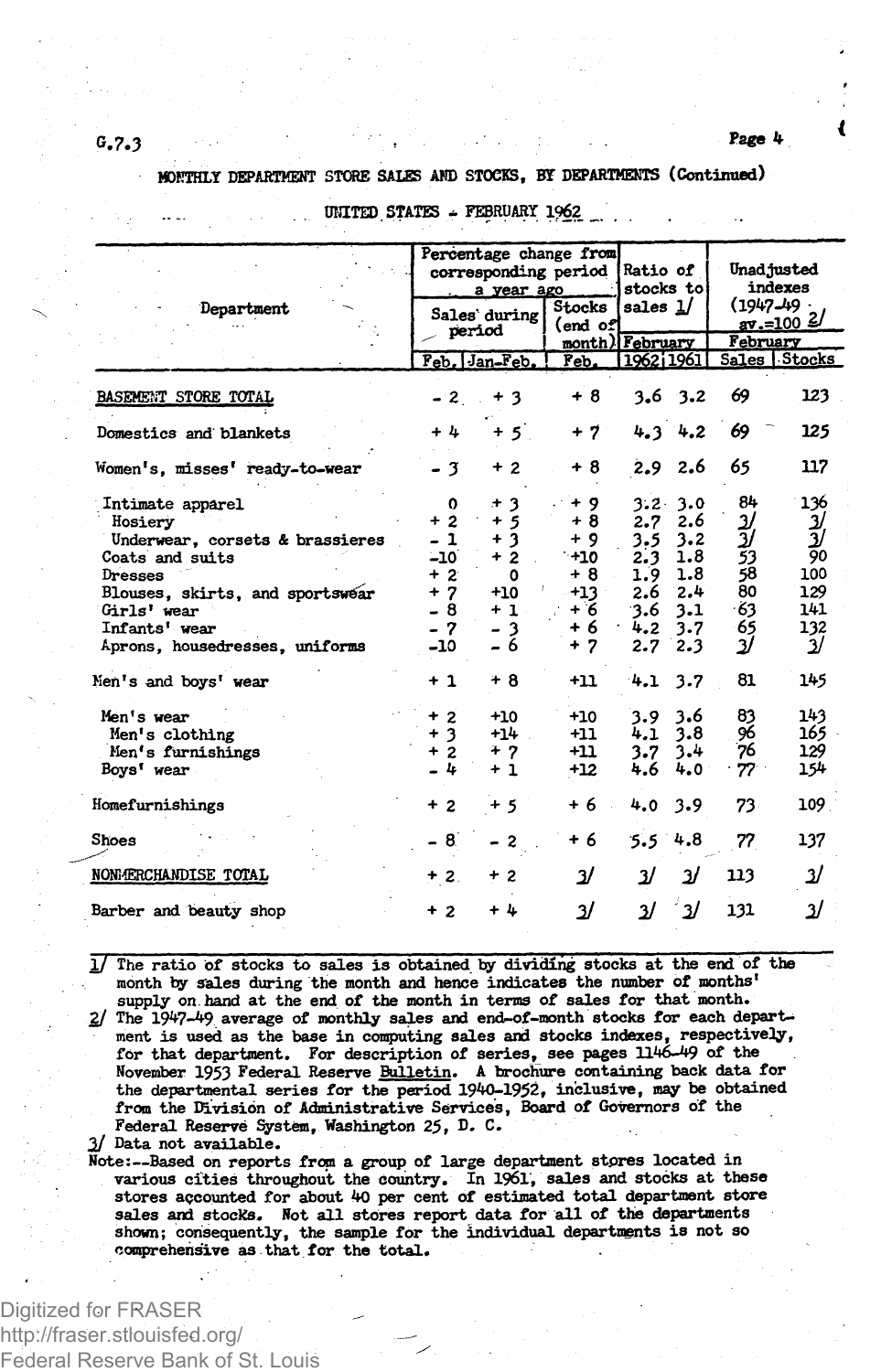G.7.3

MONTHLY DEPARTMENT STORE SALES AND STOCKS, BY DEPARTMENTS (Continued)

UNITED STATES - FEBRUARY 1962

| Department | Percentage change from corresponding period a year ago | | | Ratio of stocks to sales 1/ | | Unadjusted indexes (1947-49 av.=100 2/ | |
|---|---|---|---|---|---|---|---|
| | Sales during period | | Stocks (end of month) | February | | February | |
| | Feb. | Jan-Feb. | Feb. | 1962 | 1961 | Sales | Stocks |
| BASEMENT STORE TOTAL | - 2 | + 3 | + 8 | 3.6 | 3.2 | 69 | 123 |
| Domestics and blankets | + 4 | + 5 | + 7 | 4.3 | 4.2 | 69 | 125 |
| Women's, misses' ready-to-wear | - 3 | + 2 | + 8 | 2.9 | 2.6 | 65 | 117 |
| Intimate apparel | 0 | + 3 | + 9 | 3.2 | 3.0 | 84 | 136 |
| Hosiery | + 2 | + 5 | + 8 | 2.7 | 2.6 | 3/ | 3/ |
| Underwear, corsets & brassieres | - 1 | + 3 | + 9 | 3.5 | 3.2 | 3/ | 3/ |
| Coats and suits | -10 | + 2 | +10 | 2.3 | 1.8 | 53 | 90 |
| Dresses | + 2 | 0 | + 8 | 1.9 | 1.8 | 58 | 100 |
| Blouses, skirts, and sportswear | + 7 | +10 | +13 | 2.6 | 2.4 | 80 | 129 |
| Girls' wear | - 8 | + 1 | + 6 | 3.6 | 3.1 | 63 | 141 |
| Infants' wear | - 7 | - 3 | + 6 | 4.2 | 3.7 | 65 | 132 |
| Aprons, housedresses, uniforms | -10 | - 6 | + 7 | 2.7 | 2.3 | 3/ | 3/ |
| Men's and boys' wear | + 1 | + 8 | +11 | 4.1 | 3.7 | 81 | 145 |
| Men's wear | + 2 | +10 | +10 | 3.9 | 3.6 | 83 | 143 |
| Men's clothing | + 3 | +14 | +11 | 4.1 | 3.8 | 96 | 165 |
| Men's furnishings | + 2 | + 7 | +11 | 3.7 | 3.4 | 76 | 129 |
| Boys' wear | - 4 | + 1 | +12 | 4.6 | 4.0 | 77 | 154 |
| Homefurnishings | + 2 | + 5 | + 6 | 4.0 | 3.9 | 73 | 109 |
| Shoes | - 8 | - 2 | + 6 | 5.5 | 4.8 | 77 | 137 |
| NONMERCHANDISE TOTAL | + 2 | + 2 | 3/ | 3/ | 3/ | 113 | 3/ |
| Barber and beauty shop | + 2 | + 4 | 3/ | 3/ | 3/ | 131 | 3/ |

1/ The ratio of stocks to sales is obtained by dividing stocks at the end of the month by sales during the month and hence indicates the number of months' supply on hand at the end of the month in terms of sales for that month.

2/ The 1947-49 average of monthly sales and end-of-month stocks for each department is used as the base in computing sales and stocks indexes, respectively, for that department. For description of series, see pages 1146-49 of the November 1953 Federal Reserve Bulletin. A brochure containing back data for the departmental series for the period 1940-1952, inclusive, may be obtained from the Division of Administrative Services, Board of Governors of the Federal Reserve System, Washington 25, D. C.

3/ Data not available.

Note:--Based on reports from a group of large department stores located in various cities throughout the country. In 1961, sales and stocks at these stores accounted for about 40 per cent of estimated total department store sales and stocks. Not all stores report data for all of the departments shown; consequently, the sample for the individual departments is not so comprehensive as that for the total.